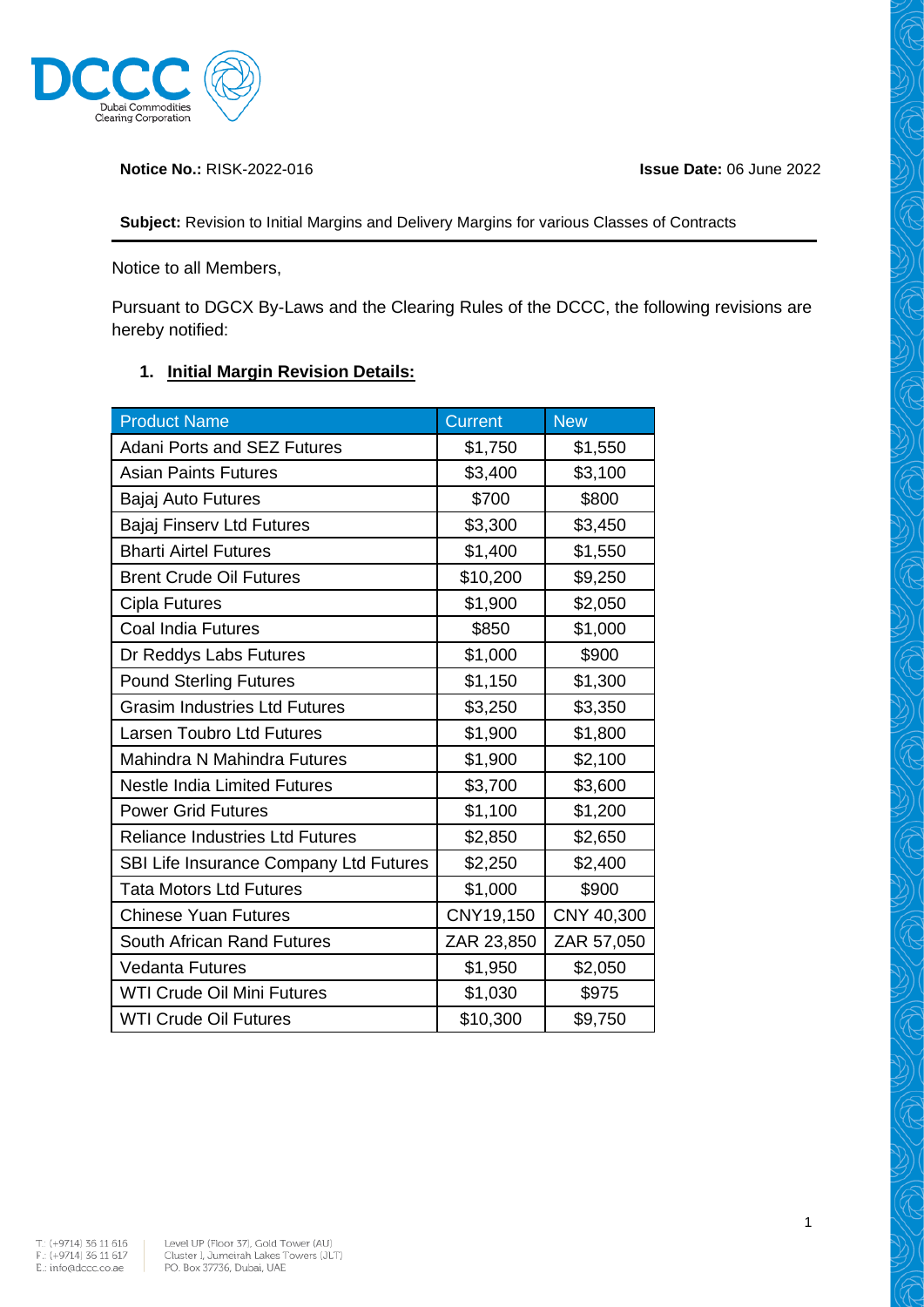**Notice No.:** RISK-2022-016

**Issue Date:** 06 June 2022

**Subject:** Revision to Initial Margins and Delivery Margins for various Classes of Contracts

Notice to all Members,

Pursuant to DGCX By-Laws and the Clearing Rules of the DCCC, the following revisions are hereby notified:

1. **Initial Margin Revision Details:**

| Product Name | Current | New |
|---|---|---|
| Adani Ports and SEZ Futures | $1,750 | $1,550 |
| Asian Paints Futures | $3,400 | $3,100 |
| Bajaj Auto Futures | $700 | $800 |
| Bajaj Finserv Ltd Futures | $3,300 | $3,450 |
| Bharti Airtel Futures | $1,400 | $1,550 |
| Brent Crude Oil Futures | $10,200 | $9,250 |
| Cipla Futures | $1,900 | $2,050 |
| Coal India Futures | $850 | $1,000 |
| Dr Reddys Labs Futures | $1,000 | $900 |
| Pound Sterling Futures | $1,150 | $1,300 |
| Grasim Industries Ltd Futures | $3,250 | $3,350 |
| Larsen Toubro Ltd Futures | $1,900 | $1,800 |
| Mahindra N Mahindra Futures | $1,900 | $2,100 |
| Nestle India Limited Futures | $3,700 | $3,600 |
| Power Grid Futures | $1,100 | $1,200 |
| Reliance Industries Ltd Futures | $2,850 | $2,650 |
| SBI Life Insurance Company Ltd Futures | $2,250 | $2,400 |
| Tata Motors Ltd Futures | $1,000 | $900 |
| Chinese Yuan Futures | CNY19,150 | CNY 40,300 |
| South African Rand Futures | ZAR 23,850 | ZAR 57,050 |
| Vedanta Futures | $1,950 | $2,050 |
| WTI Crude Oil Mini Futures | $1,030 | $975 |
| WTI Crude Oil Futures | $10,300 | $9,750 |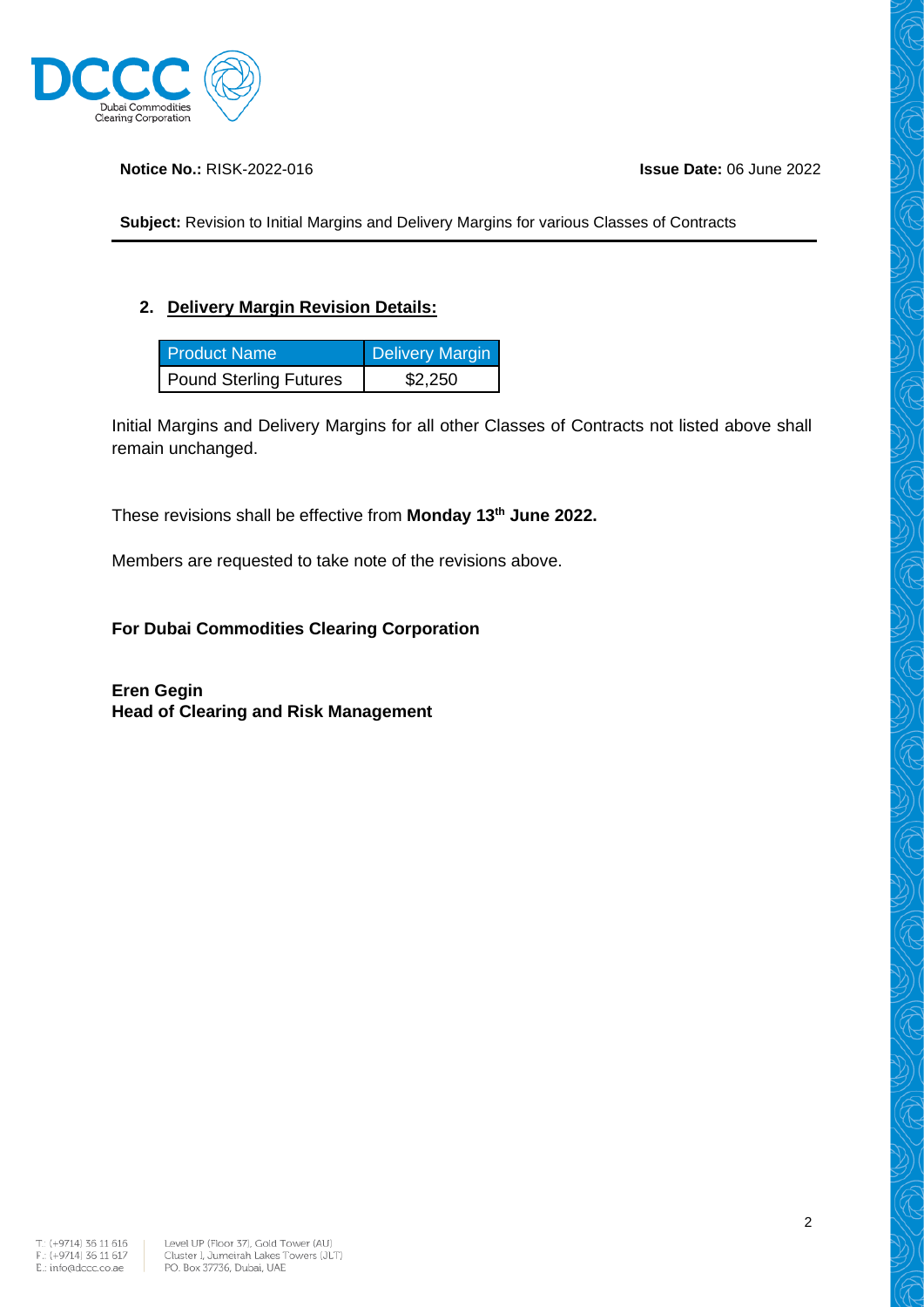**Notice No.:** RISK-2022-016 **Issue Date:** 06 June 2022

**Subject:** Revision to Initial Margins and Delivery Margins for various Classes of Contracts

## 2. Delivery Margin Revision Details:

| Product Name | Delivery Margin |
|---|---|
| Pound Sterling Futures | $2,250 |

Initial Margins and Delivery Margins for all other Classes of Contracts not listed above shall remain unchanged.

These revisions shall be effective from **Monday 13th June 2022.**

Members are requested to take note of the revisions above.

**For Dubai Commodities Clearing Corporation**

**Eren Gegin**
**Head of Clearing and Risk Management**

T.: (+9714) 36 11 616
F.: (+9714) 36 11 617
E.: info@dccc.co.ae

Level UP (Floor 37), Gold Tower (AU)
Cluster I, Jumeirah Lakes Towers (JLT)
PO. Box 37736, Dubai, UAE